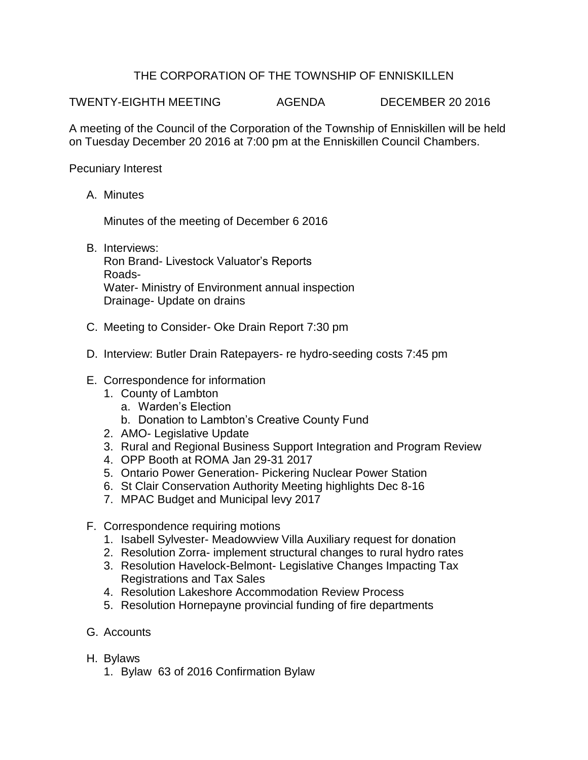# THE CORPORATION OF THE TOWNSHIP OF ENNISKILLEN

TWENTY-EIGHTH MEETING AGENDA DECEMBER 20 2016

A meeting of the Council of the Corporation of the Township of Enniskillen will be held on Tuesday December 20 2016 at 7:00 pm at the Enniskillen Council Chambers.

Pecuniary Interest

A. Minutes

   Minutes of the meeting of December 6 2016

B. Interviews:
   Ron Brand- Livestock Valuator's Reports
   Roads-
   Water- Ministry of Environment annual inspection
   Drainage- Update on drains

C. Meeting to Consider- Oke Drain Report 7:30 pm

D. Interview: Butler Drain Ratepayers- re hydro-seeding costs 7:45 pm

E. Correspondence for information
   1. County of Lambton
      a. Warden's Election
      b. Donation to Lambton's Creative County Fund
   2. AMO- Legislative Update
   3. Rural and Regional Business Support Integration and Program Review
   4. OPP Booth at ROMA Jan 29-31 2017
   5. Ontario Power Generation- Pickering Nuclear Power Station
   6. St Clair Conservation Authority Meeting highlights Dec 8-16
   7. MPAC Budget and Municipal levy 2017

F. Correspondence requiring motions
   1. Isabell Sylvester- Meadowview Villa Auxiliary request for donation
   2. Resolution Zorra- implement structural changes to rural hydro rates
   3. Resolution Havelock-Belmont- Legislative Changes Impacting Tax Registrations and Tax Sales
   4. Resolution Lakeshore Accommodation Review Process
   5. Resolution Hornepayne provincial funding of fire departments

G. Accounts

H. Bylaws
   1. Bylaw 63 of 2016 Confirmation Bylaw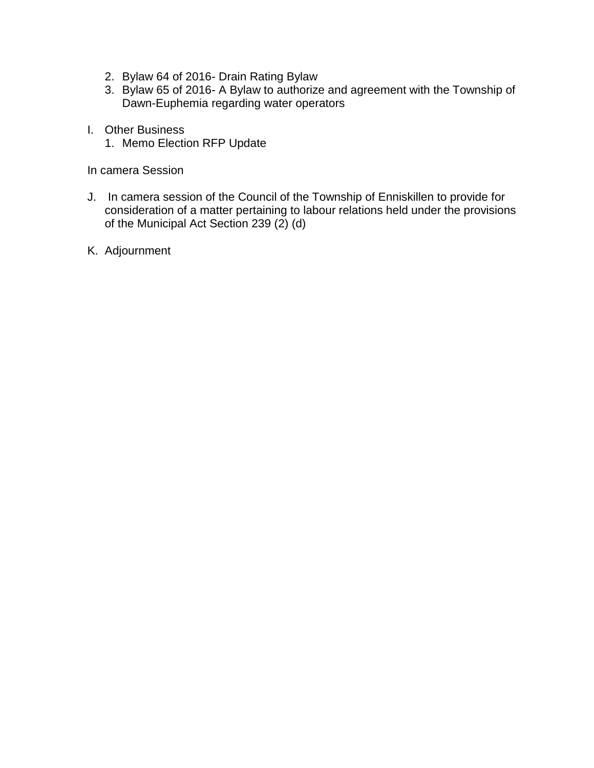2. Bylaw 64 of 2016- Drain Rating Bylaw
3. Bylaw 65 of 2016- A Bylaw to authorize and agreement with the Township of Dawn-Euphemia regarding water operators

I. Other Business
   1. Memo Election RFP Update

In camera Session

J. In camera session of the Council of the Township of Enniskillen to provide for consideration of a matter pertaining to labour relations held under the provisions of the Municipal Act Section 239 (2) (d)

K. Adjournment